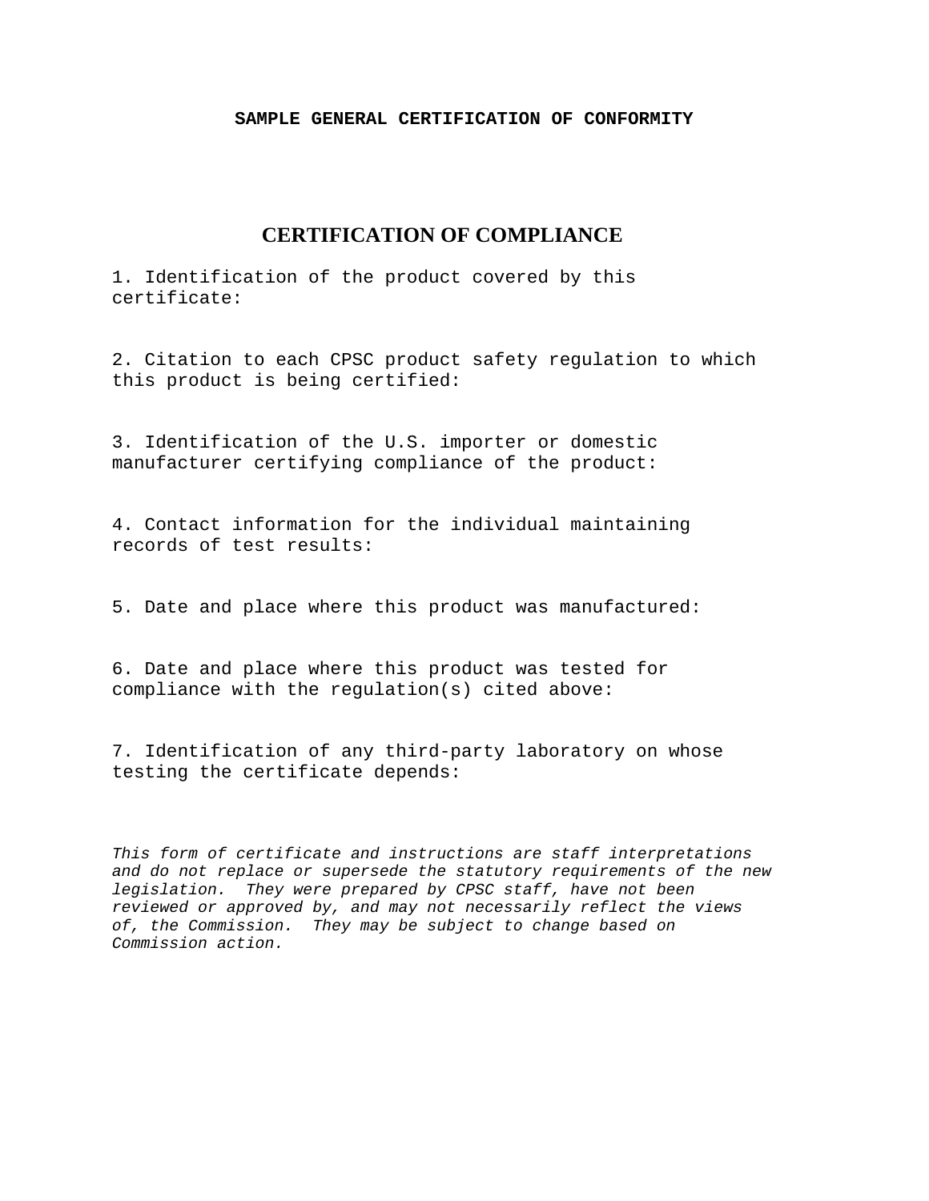**SAMPLE GENERAL CERTIFICATION OF CONFORMITY**

# CERTIFICATION OF COMPLIANCE

1. Identification of the product covered by this certificate:

2. Citation to each CPSC product safety regulation to which this product is being certified:

3. Identification of the U.S. importer or domestic manufacturer certifying compliance of the product:

4. Contact information for the individual maintaining records of test results:

5. Date and place where this product was manufactured:

6. Date and place where this product was tested for compliance with the regulation(s) cited above:

7. Identification of any third-party laboratory on whose testing the certificate depends:

*This form of certificate and instructions are staff interpretations and do not replace or supersede the statutory requirements of the new legislation. They were prepared by CPSC staff, have not been reviewed or approved by, and may not necessarily reflect the views of, the Commission. They may be subject to change based on Commission action.*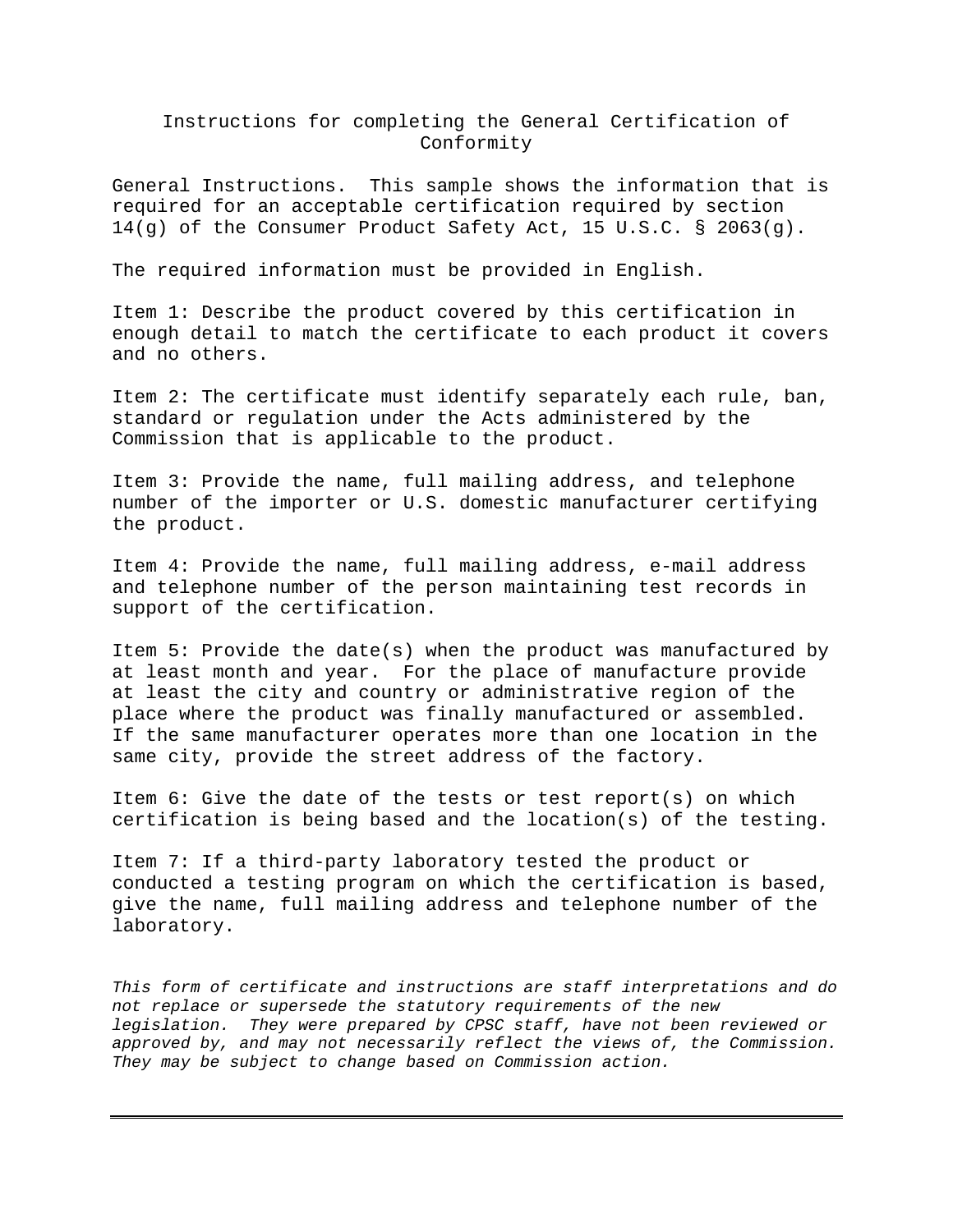# Instructions for completing the General Certification of Conformity

General Instructions. This sample shows the information that is required for an acceptable certification required by section 14(g) of the Consumer Product Safety Act, 15 U.S.C. § 2063(g).

The required information must be provided in English.

Item 1: Describe the product covered by this certification in enough detail to match the certificate to each product it covers and no others.

Item 2: The certificate must identify separately each rule, ban, standard or regulation under the Acts administered by the Commission that is applicable to the product.

Item 3: Provide the name, full mailing address, and telephone number of the importer or U.S. domestic manufacturer certifying the product.

Item 4: Provide the name, full mailing address, e-mail address and telephone number of the person maintaining test records in support of the certification.

Item 5: Provide the date(s) when the product was manufactured by at least month and year. For the place of manufacture provide at least the city and country or administrative region of the place where the product was finally manufactured or assembled. If the same manufacturer operates more than one location in the same city, provide the street address of the factory.

Item 6: Give the date of the tests or test report(s) on which certification is being based and the location(s) of the testing.

Item 7: If a third-party laboratory tested the product or conducted a testing program on which the certification is based, give the name, full mailing address and telephone number of the laboratory.

*This form of certificate and instructions are staff interpretations and do not replace or supersede the statutory requirements of the new legislation. They were prepared by CPSC staff, have not been reviewed or approved by, and may not necessarily reflect the views of, the Commission. They may be subject to change based on Commission action.*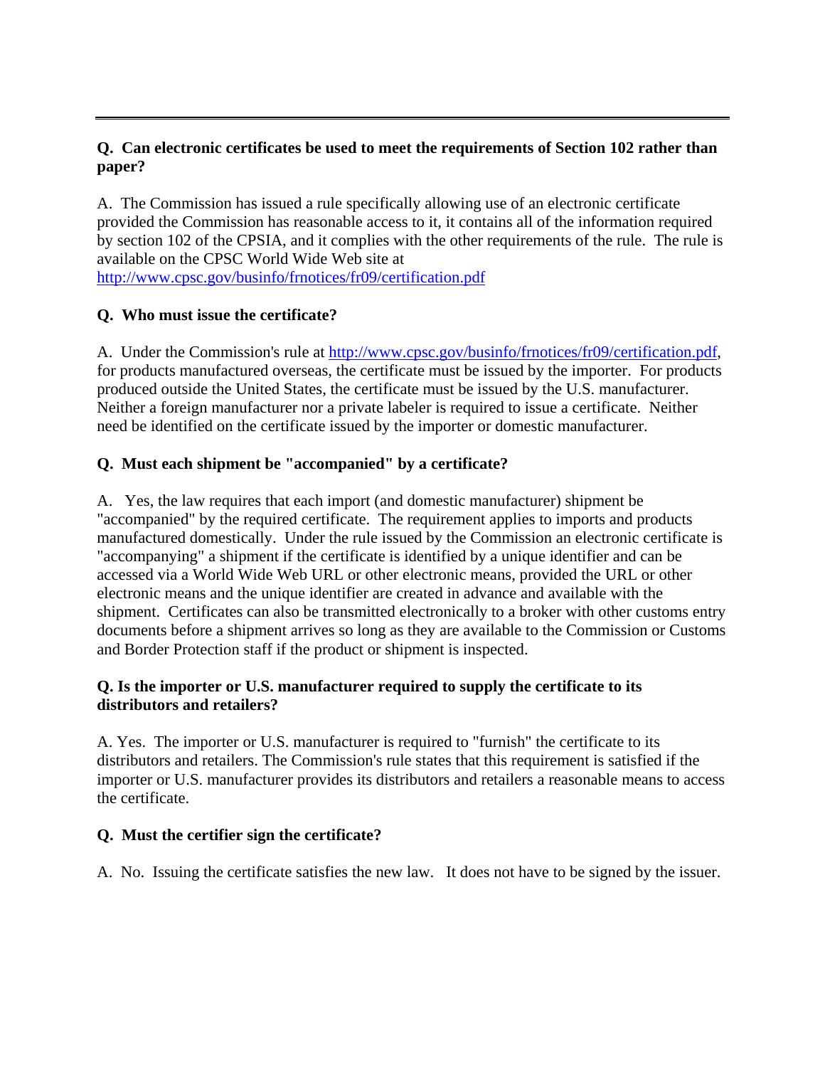---

**Q. Can electronic certificates be used to meet the requirements of Section 102 rather than paper?**

A. The Commission has issued a rule specifically allowing use of an electronic certificate provided the Commission has reasonable access to it, it contains all of the information required by section 102 of the CPSIA, and it complies with the other requirements of the rule. The rule is available on the CPSC World Wide Web site at http://www.cpsc.gov/businfo/frnotices/fr09/certification.pdf

**Q. Who must issue the certificate?**

A. Under the Commission's rule at http://www.cpsc.gov/businfo/frnotices/fr09/certification.pdf, for products manufactured overseas, the certificate must be issued by the importer. For products produced outside the United States, the certificate must be issued by the U.S. manufacturer. Neither a foreign manufacturer nor a private labeler is required to issue a certificate. Neither need be identified on the certificate issued by the importer or domestic manufacturer.

**Q. Must each shipment be "accompanied" by a certificate?**

A. Yes, the law requires that each import (and domestic manufacturer) shipment be "accompanied" by the required certificate. The requirement applies to imports and products manufactured domestically. Under the rule issued by the Commission an electronic certificate is "accompanying" a shipment if the certificate is identified by a unique identifier and can be accessed via a World Wide Web URL or other electronic means, provided the URL or other electronic means and the unique identifier are created in advance and available with the shipment. Certificates can also be transmitted electronically to a broker with other customs entry documents before a shipment arrives so long as they are available to the Commission or Customs and Border Protection staff if the product or shipment is inspected.

**Q. Is the importer or U.S. manufacturer required to supply the certificate to its distributors and retailers?**

A. Yes. The importer or U.S. manufacturer is required to "furnish" the certificate to its distributors and retailers. The Commission's rule states that this requirement is satisfied if the importer or U.S. manufacturer provides its distributors and retailers a reasonable means to access the certificate.

**Q. Must the certifier sign the certificate?**

A. No. Issuing the certificate satisfies the new law. It does not have to be signed by the issuer.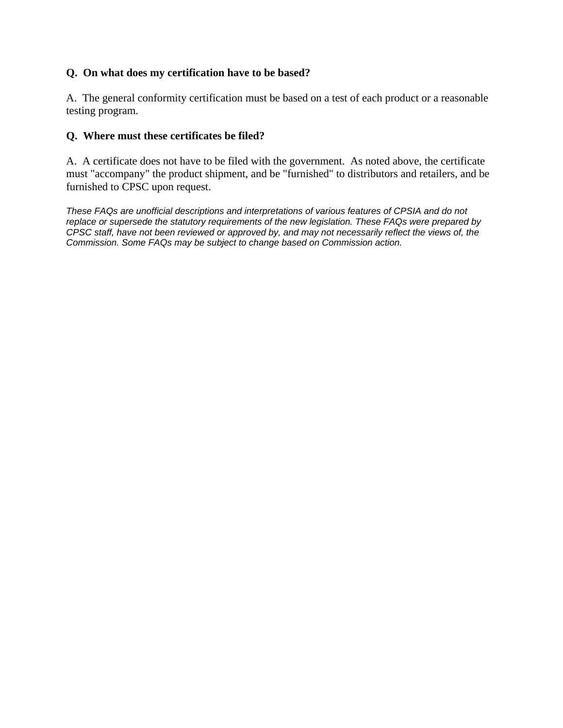**Q.  On what does my certification have to be based?**

A.  The general conformity certification must be based on a test of each product or a reasonable testing program.

**Q.  Where must these certificates be filed?**

A.  A certificate does not have to be filed with the government.  As noted above, the certificate must "accompany" the product shipment, and be "furnished" to distributors and retailers, and be furnished to CPSC upon request.

*These FAQs are unofficial descriptions and interpretations of various features of CPSIA and do not replace or supersede the statutory requirements of the new legislation. These FAQs were prepared by CPSC staff, have not been reviewed or approved by, and may not necessarily reflect the views of, the Commission. Some FAQs may be subject to change based on Commission action.*